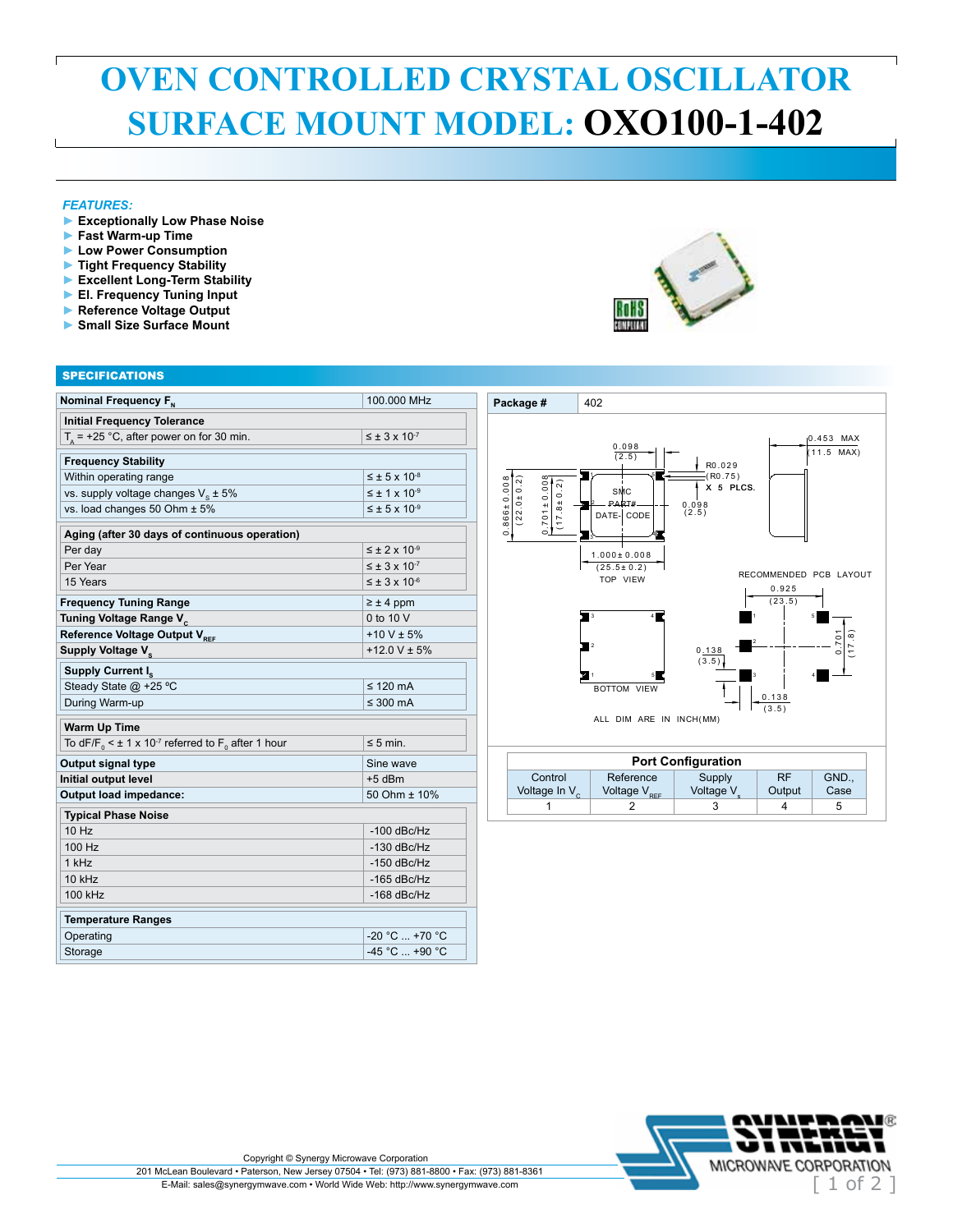# OVEN CONTROLLED CRYSTAL OSCILLATOR SURFACE MOUNT MODEL: OXO100-1-402

*FEATURES:*

- **Exceptionally Low Phase Noise**
- **Fast Warm-up Time**
- **Low Power Consumption**
- **Tight Frequency Stability**
- **Excellent Long-Term Stability**
- **El. Frequency Tuning Input**
- **Reference Voltage Output**
- **Small Size Surface Mount**

RoHS COMPLIANT

## SPECIFICATIONS

| Parameter | Value |
|---|---|
| **Nominal Frequency $F_N$** | 100.000 MHz |
| **Initial Frequency Tolerance** | |
| $T_A$ = +25 °C, after power on for 30 min. | ≤ ± 3 x $10^{-7}$ |
| **Frequency Stability** | |
| Within operating range | ≤ ± 5 x $10^{-8}$ |
| vs. supply voltage changes $V_S$ ± 5% | ≤ ± 1 x $10^{-9}$ |
| vs. load changes 50 Ohm ± 5% | ≤ ± 5 x $10^{-9}$ |
| **Aging (after 30 days of continuous operation)** | |
| Per day | ≤ ± 2 x $10^{-9}$ |
| Per Year | ≤ ± 3 x $10^{-7}$ |
| 15 Years | ≤ ± 3 x $10^{-6}$ |
| **Frequency Tuning Range** | ≥ ± 4 ppm |
| **Tuning Voltage Range $V_C$** | 0 to 10 V |
| **Reference Voltage Output $V_{REF}$** | +10 V ± 5% |
| **Supply Voltage $V_S$** | +12.0 V ± 5% |
| **Supply Current $I_S$** | |
| Steady State @ +25 °C | ≤ 120 mA |
| During Warm-up | ≤ 300 mA |
| **Warm Up Time** | |
| To $dF/F_0$ < ± 1 x $10^{-7}$ referred to $F_0$ after 1 hour | ≤ 5 min. |
| **Output signal type** | Sine wave |
| **Initial output level** | +5 dBm |
| **Output load impedance:** | 50 Ohm ± 10% |
| **Typical Phase Noise** | |
| 10 Hz | -100 dBc/Hz |
| 100 Hz | -130 dBc/Hz |
| 1 kHz | -150 dBc/Hz |
| 10 kHz | -165 dBc/Hz |
| 100 kHz | -168 dBc/Hz |
| **Temperature Ranges** | |
| Operating | -20 °C ... +70 °C |
| Storage | -45 °C ... +90 °C |

**Package #** 402

TOP VIEW: 1.000 ± 0.008 (25.5 ± 0.2); 0.866 ± 0.008 (22.0 ± 0.2); 0.701 ± 0.008 (17.8 ± 0.2); 0.098 (2.5); R0.029 (R0.75) X 5 PLCS.; 0.098 (2.5); 0.453 MAX (11.5 MAX); SMC PART# DATE-CODE

BOTTOM VIEW

RECOMMENDED PCB LAYOUT: 0.925 (23.5); 0.701 (17.8); 0.138 (3.5); 0.138 (3.5)

ALL DIM ARE IN INCH(MM)

**Port Configuration**

| Control Voltage In $V_C$ | Reference Voltage $V_{REF}$ | Supply Voltage $V_S$ | RF Output | GND., Case |
|---|---|---|---|---|
| 1 | 2 | 3 | 4 | 5 |

Copyright © Synergy Microwave Corporation
201 McLean Boulevard • Paterson, New Jersey 07504 • Tel: (973) 881-8800 • Fax: (973) 881-8361
E-Mail: sales@synergymwave.com • World Wide Web: http://www.synergymwave.com

SYNERGY® MICROWAVE CORPORATION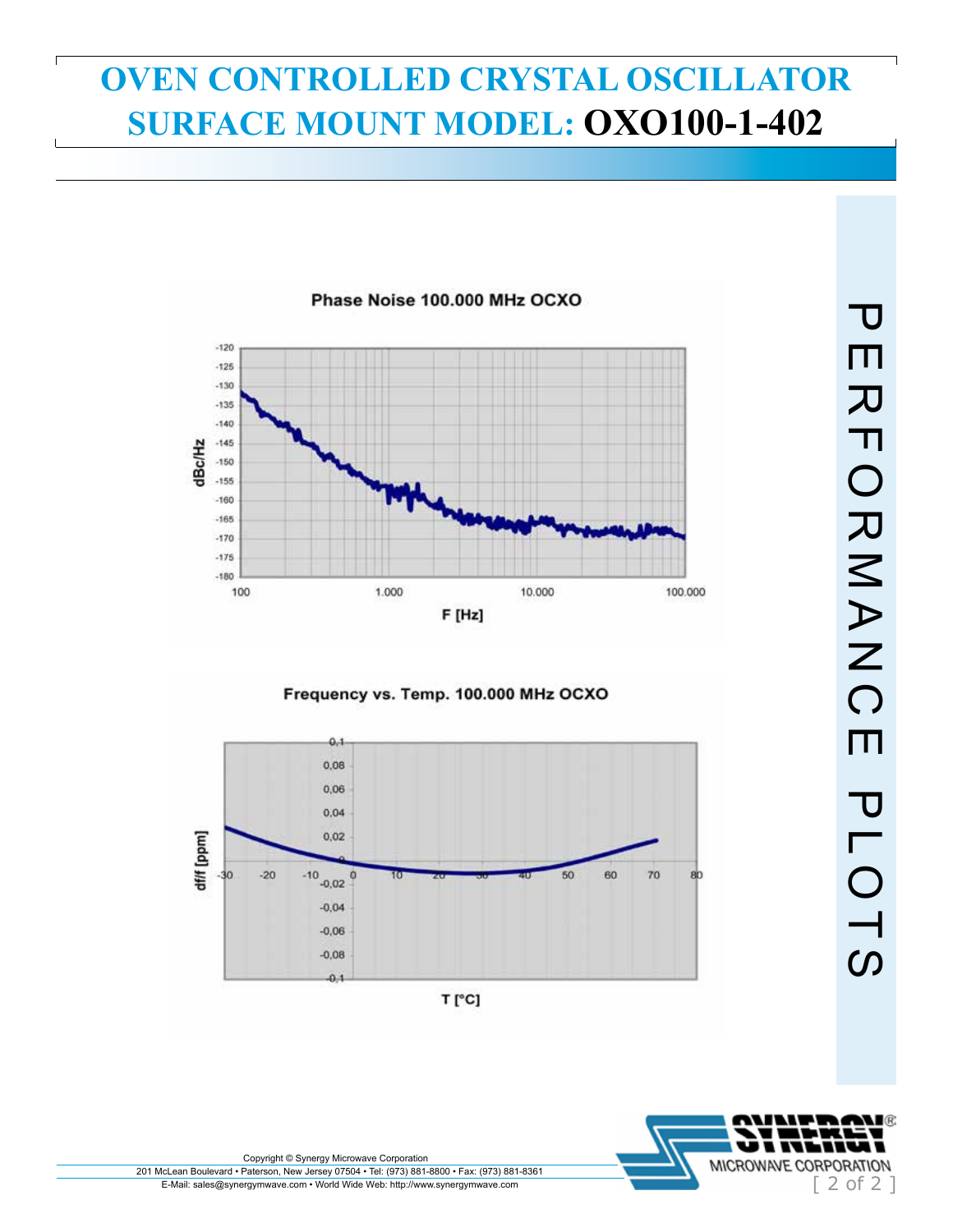# OVEN CONTROLLED CRYSTAL OSCILLATOR SURFACE MOUNT MODEL: OXO100-1-402

PERFORMANCE PLOTS

Phase Noise 100.000 MHz OCXO

dBc/Hz

-120
-125
-130
-135
-140
-145
-150
-155
-160
-165
-170
-175
-180

100
1.000
10.000
100.000

F [Hz]

Frequency vs. Temp. 100.000 MHz OCXO

df/f [ppm]

0,1
0,08
0,06
0,04
0,02
0
-0,02
-0,04
-0,06
-0,08
-0,1

-30
-20
-10
0
10
20
30
40
50
60
70
80

T [°C]

Copyright © Synergy Microwave Corporation

201 McLean Boulevard • Paterson, New Jersey 07504 • Tel: (973) 881-8800 • Fax: (973) 881-8361

E-Mail: sales@synergymwave.com • World Wide Web: http://www.synergymwave.com

SYNERGY® MICROWAVE CORPORATION